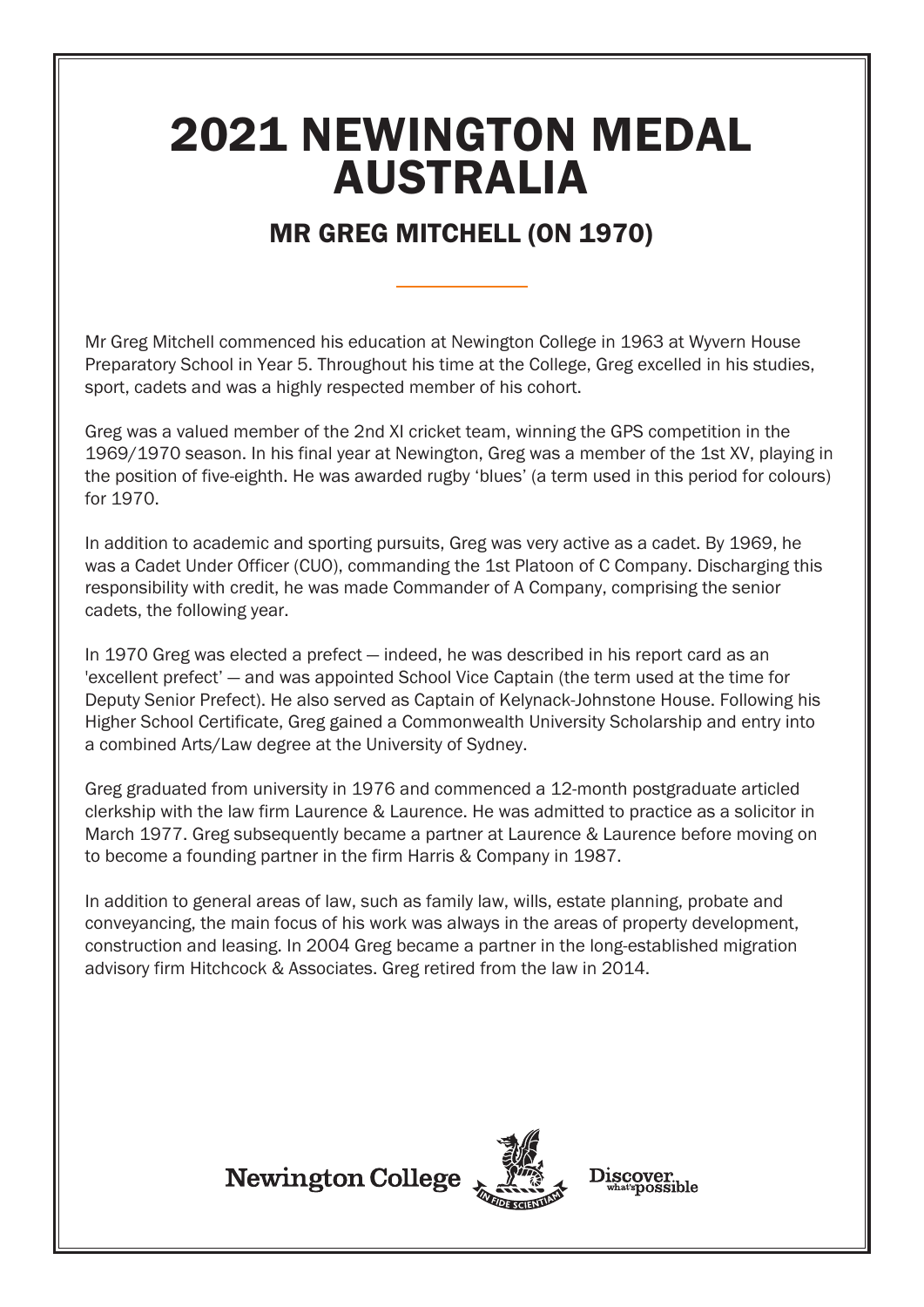# 2021 NEWINGTON MEDAL AUSTRALIA

## MR GREG MITCHELL (ON 1970)

Mr Greg Mitchell commenced his education at Newington College in 1963 at Wyvern House Preparatory School in Year 5. Throughout his time at the College, Greg excelled in his studies, sport, cadets and was a highly respected member of his cohort.

Greg was a valued member of the 2nd XI cricket team, winning the GPS competition in the 1969/1970 season. In his final year at Newington, Greg was a member of the 1st XV, playing in the position of five-eighth. He was awarded rugby 'blues' (a term used in this period for colours) for 1970.

In addition to academic and sporting pursuits, Greg was very active as a cadet. By 1969, he was a Cadet Under Officer (CUO), commanding the 1st Platoon of C Company. Discharging this responsibility with credit, he was made Commander of A Company, comprising the senior cadets, the following year.

In 1970 Greg was elected a prefect — indeed, he was described in his report card as an 'excellent prefect' — and was appointed School Vice Captain (the term used at the time for Deputy Senior Prefect). He also served as Captain of Kelynack-Johnstone House. Following his Higher School Certificate, Greg gained a Commonwealth University Scholarship and entry into a combined Arts/Law degree at the University of Sydney.

Greg graduated from university in 1976 and commenced a 12-month postgraduate articled clerkship with the law firm Laurence & Laurence. He was admitted to practice as a solicitor in March 1977. Greg subsequently became a partner at Laurence & Laurence before moving on to become a founding partner in the firm Harris & Company in 1987.

In addition to general areas of law, such as family law, wills, estate planning, probate and conveyancing, the main focus of his work was always in the areas of property development, construction and leasing. In 2004 Greg became a partner in the long-established migration advisory firm Hitchcock & Associates. Greg retired from the law in 2014.

Newington College IN FIDE SCIENTIAM Discover what's possible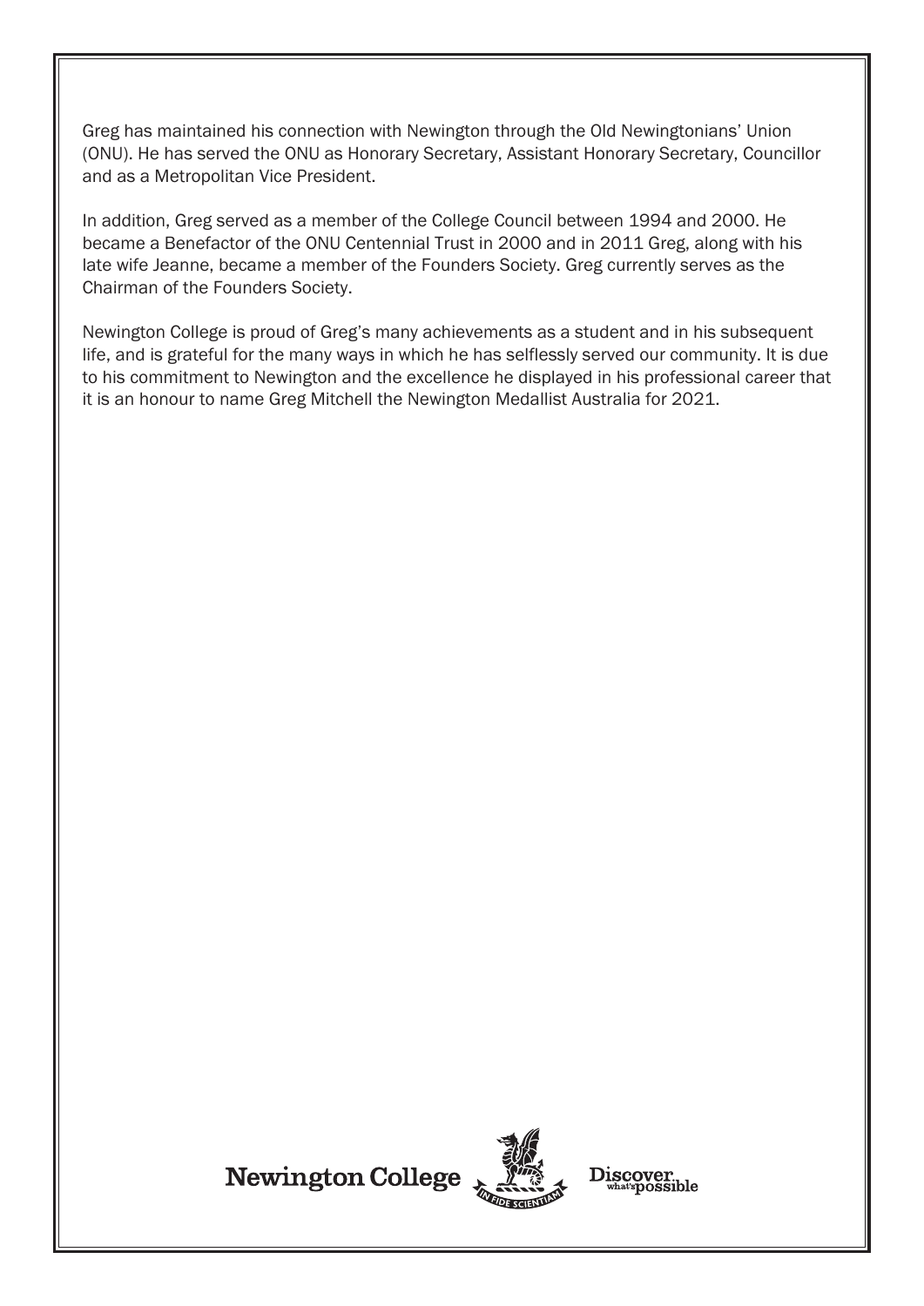Greg has maintained his connection with Newington through the Old Newingtonians' Union (ONU). He has served the ONU as Honorary Secretary, Assistant Honorary Secretary, Councillor and as a Metropolitan Vice President.

In addition, Greg served as a member of the College Council between 1994 and 2000. He became a Benefactor of the ONU Centennial Trust in 2000 and in 2011 Greg, along with his late wife Jeanne, became a member of the Founders Society. Greg currently serves as the Chairman of the Founders Society.

Newington College is proud of Greg's many achievements as a student and in his subsequent life, and is grateful for the many ways in which he has selflessly served our community. It is due to his commitment to Newington and the excellence he displayed in his professional career that it is an honour to name Greg Mitchell the Newington Medallist Australia for 2021.

Newington College

IN FIDE SCIENTIAM

Discover what's possible